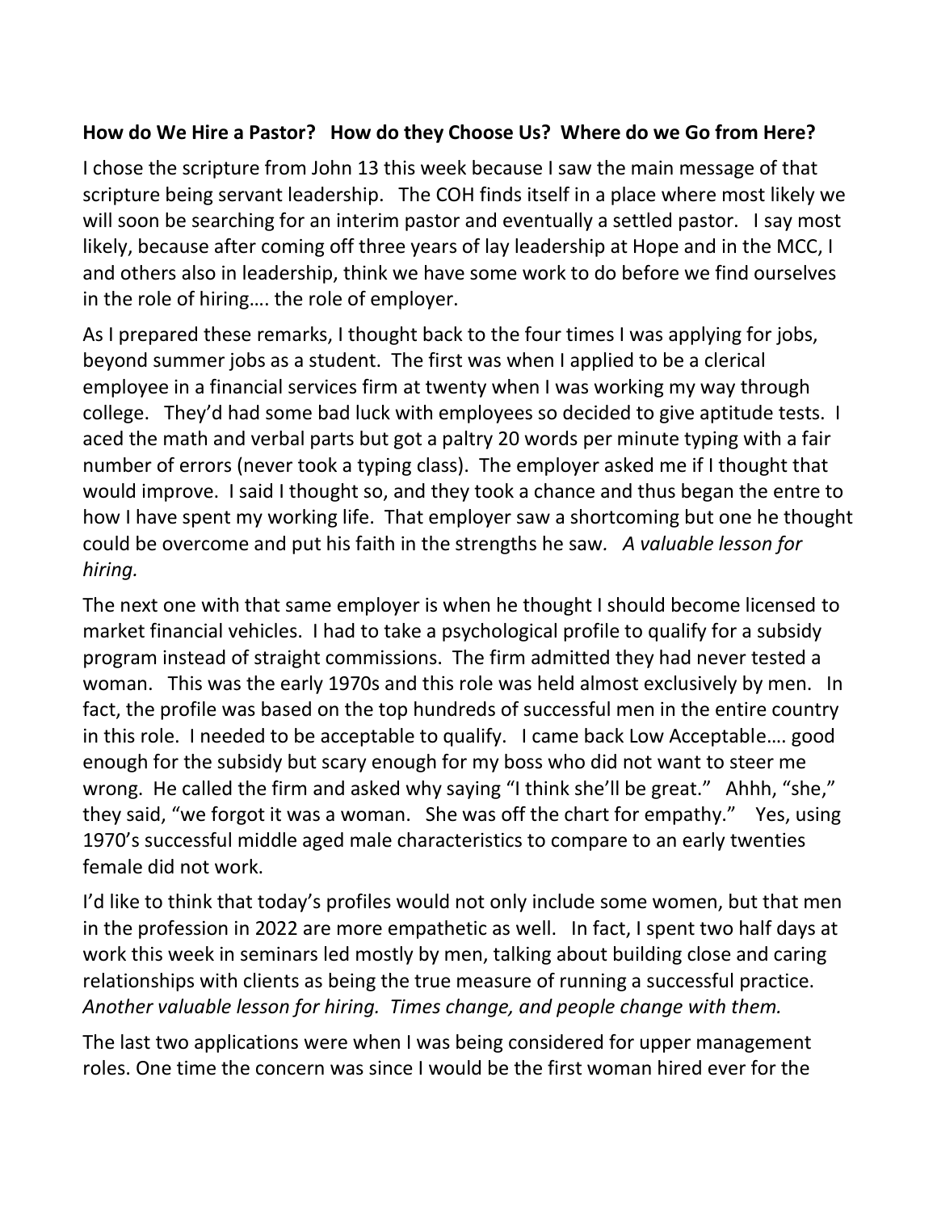**How do We Hire a Pastor? How do they Choose Us? Where do we Go from Here?**

I chose the scripture from John 13 this week because I saw the main message of that scripture being servant leadership. The COH finds itself in a place where most likely we will soon be searching for an interim pastor and eventually a settled pastor. I say most likely, because after coming off three years of lay leadership at Hope and in the MCC, I and others also in leadership, think we have some work to do before we find ourselves in the role of hiring…. the role of employer.

As I prepared these remarks, I thought back to the four times I was applying for jobs, beyond summer jobs as a student. The first was when I applied to be a clerical employee in a financial services firm at twenty when I was working my way through college. They'd had some bad luck with employees so decided to give aptitude tests. I aced the math and verbal parts but got a paltry 20 words per minute typing with a fair number of errors (never took a typing class). The employer asked me if I thought that would improve. I said I thought so, and they took a chance and thus began the entre to how I have spent my working life. That employer saw a shortcoming but one he thought could be overcome and put his faith in the strengths he saw. *A valuable lesson for hiring.*

The next one with that same employer is when he thought I should become licensed to market financial vehicles. I had to take a psychological profile to qualify for a subsidy program instead of straight commissions. The firm admitted they had never tested a woman. This was the early 1970s and this role was held almost exclusively by men. In fact, the profile was based on the top hundreds of successful men in the entire country in this role. I needed to be acceptable to qualify. I came back Low Acceptable…. good enough for the subsidy but scary enough for my boss who did not want to steer me wrong. He called the firm and asked why saying "I think she'll be great." Ahhh, "she," they said, "we forgot it was a woman. She was off the chart for empathy." Yes, using 1970's successful middle aged male characteristics to compare to an early twenties female did not work.

I'd like to think that today's profiles would not only include some women, but that men in the profession in 2022 are more empathetic as well. In fact, I spent two half days at work this week in seminars led mostly by men, talking about building close and caring relationships with clients as being the true measure of running a successful practice. *Another valuable lesson for hiring. Times change, and people change with them.*

The last two applications were when I was being considered for upper management roles. One time the concern was since I would be the first woman hired ever for the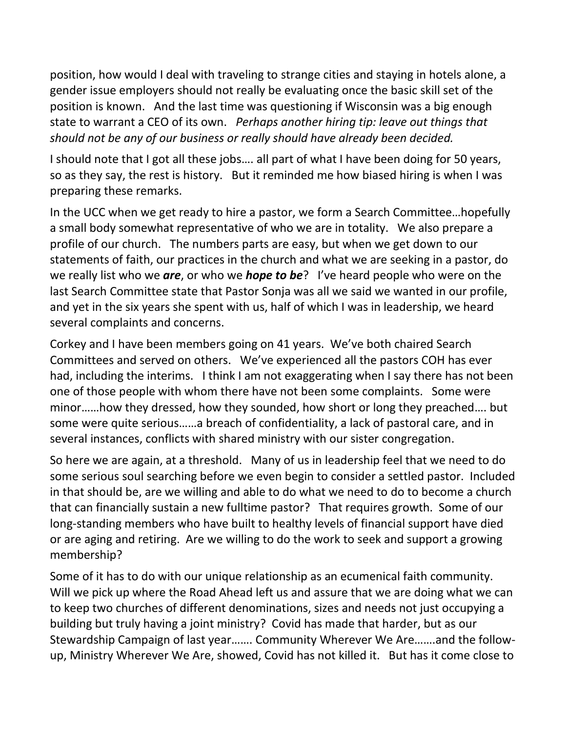position, how would I deal with traveling to strange cities and staying in hotels alone, a gender issue employers should not really be evaluating once the basic skill set of the position is known. And the last time was questioning if Wisconsin was a big enough state to warrant a CEO of its own. *Perhaps another hiring tip: leave out things that should not be any of our business or really should have already been decided.*

I should note that I got all these jobs…. all part of what I have been doing for 50 years, so as they say, the rest is history. But it reminded me how biased hiring is when I was preparing these remarks.

In the UCC when we get ready to hire a pastor, we form a Search Committee…hopefully a small body somewhat representative of who we are in totality. We also prepare a profile of our church. The numbers parts are easy, but when we get down to our statements of faith, our practices in the church and what we are seeking in a pastor, do we really list who we ***are***, or who we ***hope to be***? I've heard people who were on the last Search Committee state that Pastor Sonja was all we said we wanted in our profile, and yet in the six years she spent with us, half of which I was in leadership, we heard several complaints and concerns.

Corkey and I have been members going on 41 years. We've both chaired Search Committees and served on others. We've experienced all the pastors COH has ever had, including the interims. I think I am not exaggerating when I say there has not been one of those people with whom there have not been some complaints. Some were minor……how they dressed, how they sounded, how short or long they preached…. but some were quite serious……a breach of confidentiality, a lack of pastoral care, and in several instances, conflicts with shared ministry with our sister congregation.

So here we are again, at a threshold. Many of us in leadership feel that we need to do some serious soul searching before we even begin to consider a settled pastor. Included in that should be, are we willing and able to do what we need to do to become a church that can financially sustain a new fulltime pastor? That requires growth. Some of our long-standing members who have built to healthy levels of financial support have died or are aging and retiring. Are we willing to do the work to seek and support a growing membership?

Some of it has to do with our unique relationship as an ecumenical faith community. Will we pick up where the Road Ahead left us and assure that we are doing what we can to keep two churches of different denominations, sizes and needs not just occupying a building but truly having a joint ministry? Covid has made that harder, but as our Stewardship Campaign of last year……. Community Wherever We Are…….and the follow-up, Ministry Wherever We Are, showed, Covid has not killed it. But has it come close to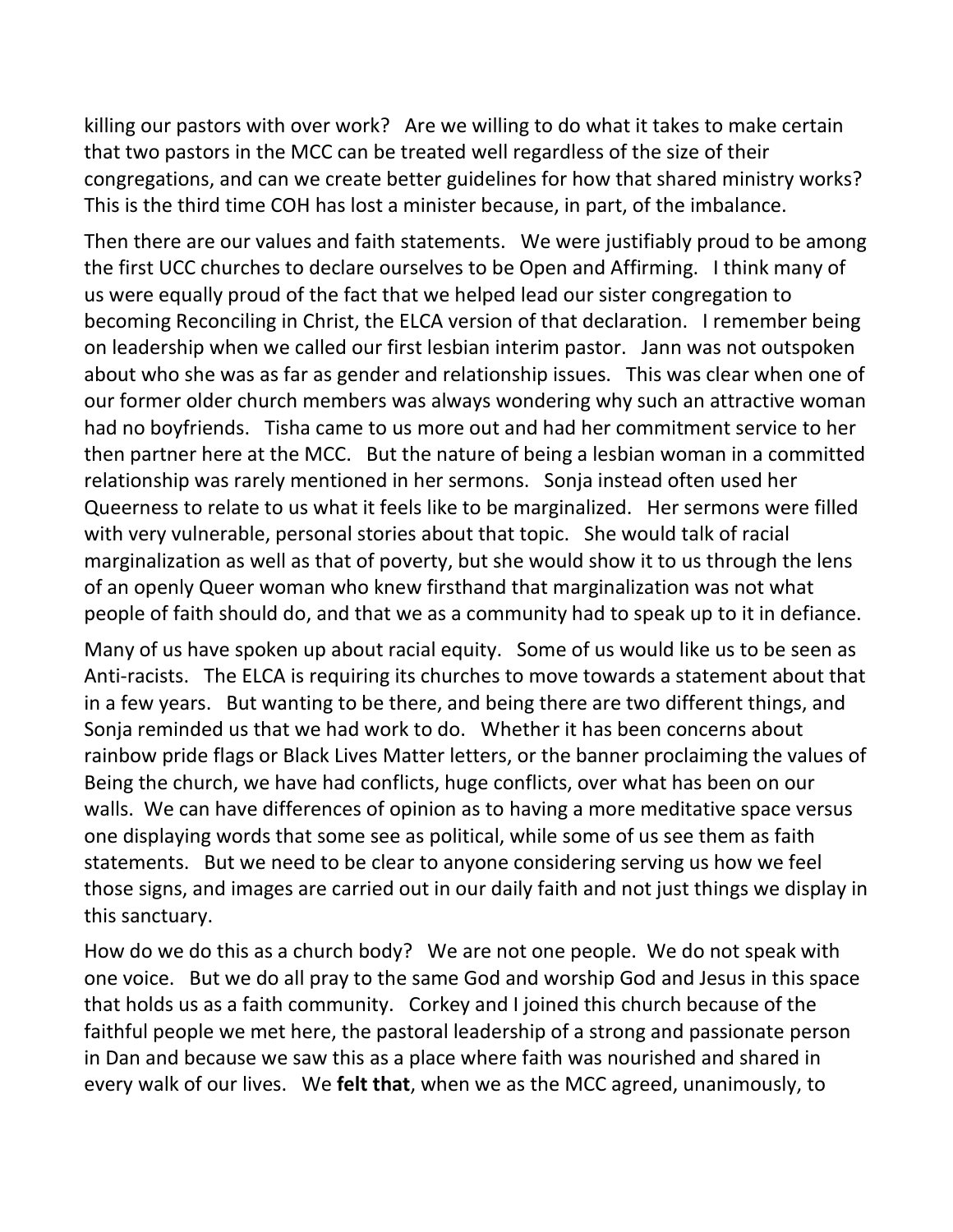killing our pastors with over work? Are we willing to do what it takes to make certain that two pastors in the MCC can be treated well regardless of the size of their congregations, and can we create better guidelines for how that shared ministry works? This is the third time COH has lost a minister because, in part, of the imbalance.

Then there are our values and faith statements. We were justifiably proud to be among the first UCC churches to declare ourselves to be Open and Affirming. I think many of us were equally proud of the fact that we helped lead our sister congregation to becoming Reconciling in Christ, the ELCA version of that declaration. I remember being on leadership when we called our first lesbian interim pastor. Jann was not outspoken about who she was as far as gender and relationship issues. This was clear when one of our former older church members was always wondering why such an attractive woman had no boyfriends. Tisha came to us more out and had her commitment service to her then partner here at the MCC. But the nature of being a lesbian woman in a committed relationship was rarely mentioned in her sermons. Sonja instead often used her Queerness to relate to us what it feels like to be marginalized. Her sermons were filled with very vulnerable, personal stories about that topic. She would talk of racial marginalization as well as that of poverty, but she would show it to us through the lens of an openly Queer woman who knew firsthand that marginalization was not what people of faith should do, and that we as a community had to speak up to it in defiance.

Many of us have spoken up about racial equity. Some of us would like us to be seen as Anti-racists. The ELCA is requiring its churches to move towards a statement about that in a few years. But wanting to be there, and being there are two different things, and Sonja reminded us that we had work to do. Whether it has been concerns about rainbow pride flags or Black Lives Matter letters, or the banner proclaiming the values of Being the church, we have had conflicts, huge conflicts, over what has been on our walls. We can have differences of opinion as to having a more meditative space versus one displaying words that some see as political, while some of us see them as faith statements. But we need to be clear to anyone considering serving us how we feel those signs, and images are carried out in our daily faith and not just things we display in this sanctuary.

How do we do this as a church body? We are not one people. We do not speak with one voice. But we do all pray to the same God and worship God and Jesus in this space that holds us as a faith community. Corkey and I joined this church because of the faithful people we met here, the pastoral leadership of a strong and passionate person in Dan and because we saw this as a place where faith was nourished and shared in every walk of our lives. We **felt that**, when we as the MCC agreed, unanimously, to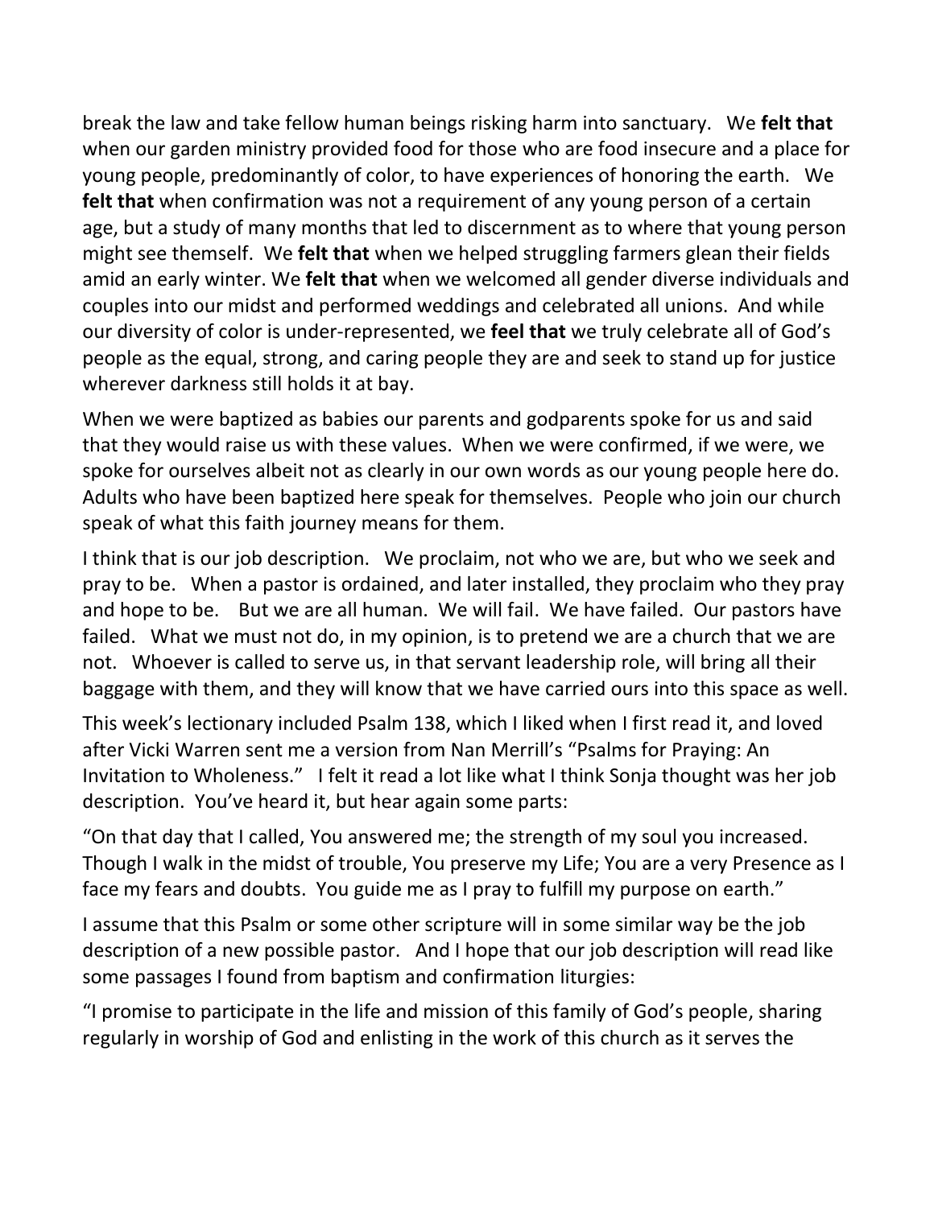break the law and take fellow human beings risking harm into sanctuary. We **felt that** when our garden ministry provided food for those who are food insecure and a place for young people, predominantly of color, to have experiences of honoring the earth. We **felt that** when confirmation was not a requirement of any young person of a certain age, but a study of many months that led to discernment as to where that young person might see themself. We **felt that** when we helped struggling farmers glean their fields amid an early winter. We **felt that** when we welcomed all gender diverse individuals and couples into our midst and performed weddings and celebrated all unions. And while our diversity of color is under-represented, we **feel that** we truly celebrate all of God's people as the equal, strong, and caring people they are and seek to stand up for justice wherever darkness still holds it at bay.

When we were baptized as babies our parents and godparents spoke for us and said that they would raise us with these values. When we were confirmed, if we were, we spoke for ourselves albeit not as clearly in our own words as our young people here do. Adults who have been baptized here speak for themselves. People who join our church speak of what this faith journey means for them.

I think that is our job description. We proclaim, not who we are, but who we seek and pray to be. When a pastor is ordained, and later installed, they proclaim who they pray and hope to be. But we are all human. We will fail. We have failed. Our pastors have failed. What we must not do, in my opinion, is to pretend we are a church that we are not. Whoever is called to serve us, in that servant leadership role, will bring all their baggage with them, and they will know that we have carried ours into this space as well.

This week's lectionary included Psalm 138, which I liked when I first read it, and loved after Vicki Warren sent me a version from Nan Merrill's "Psalms for Praying: An Invitation to Wholeness." I felt it read a lot like what I think Sonja thought was her job description. You've heard it, but hear again some parts:

"On that day that I called, You answered me; the strength of my soul you increased. Though I walk in the midst of trouble, You preserve my Life; You are a very Presence as I face my fears and doubts. You guide me as I pray to fulfill my purpose on earth."

I assume that this Psalm or some other scripture will in some similar way be the job description of a new possible pastor. And I hope that our job description will read like some passages I found from baptism and confirmation liturgies:

"I promise to participate in the life and mission of this family of God's people, sharing regularly in worship of God and enlisting in the work of this church as it serves the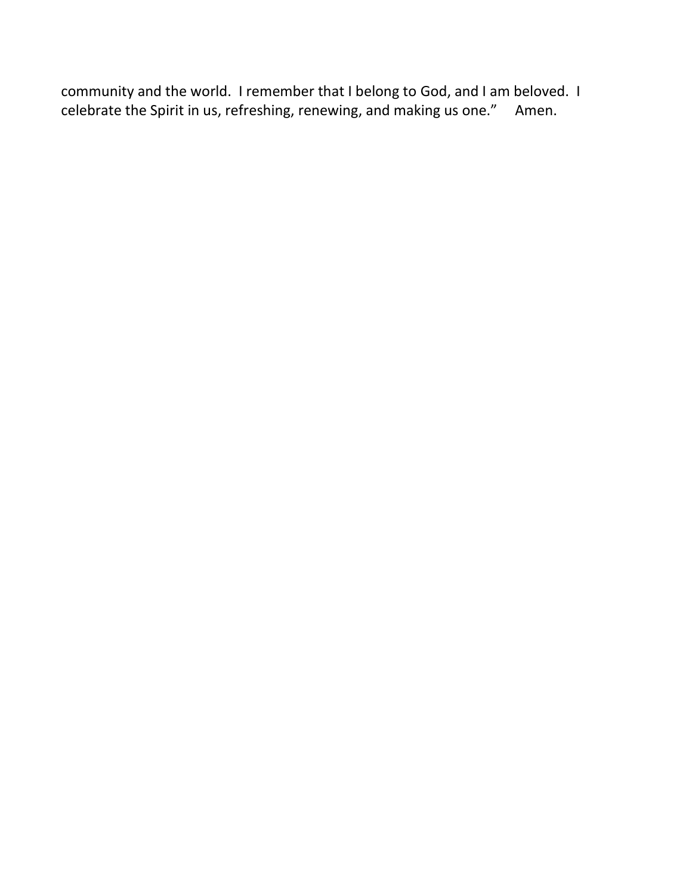community and the world. I remember that I belong to God, and I am beloved. I celebrate the Spirit in us, refreshing, renewing, and making us one." Amen.